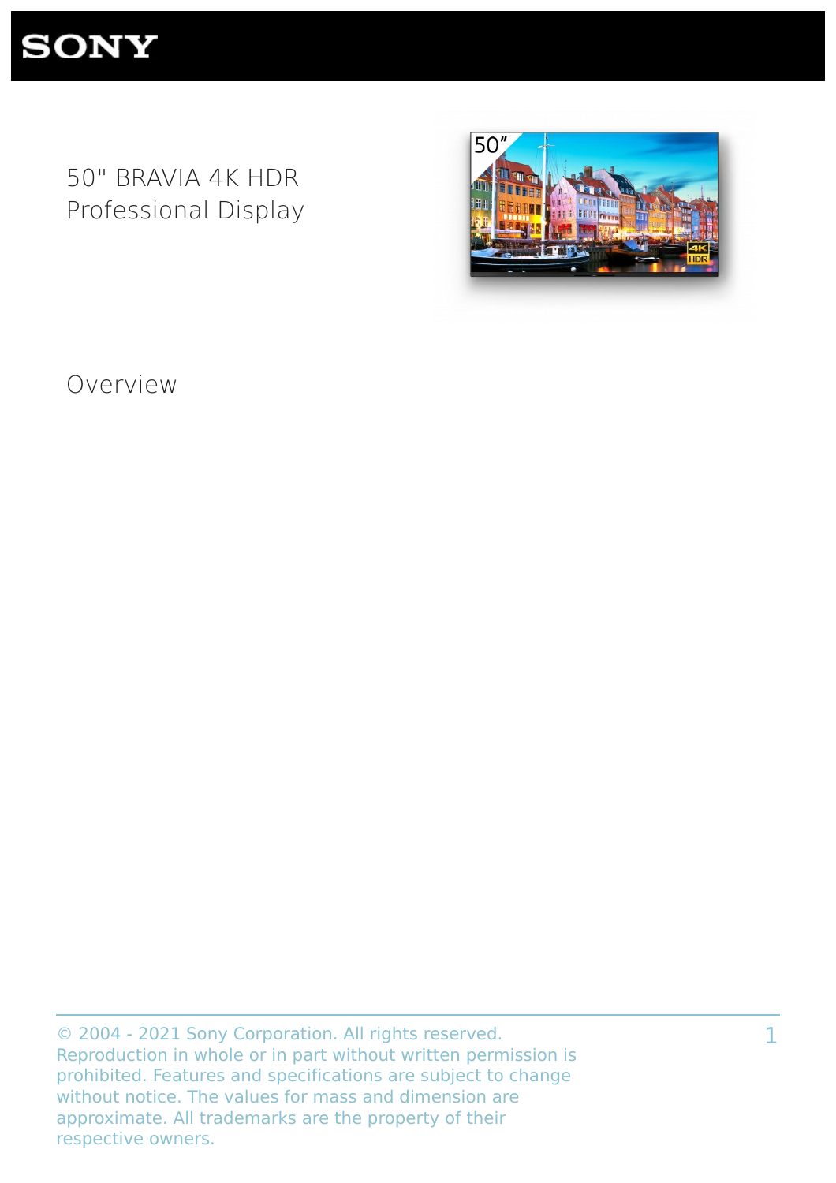# 50" BRAVIA 4K HDR Professional Display

## Overview

© 2004 - 2021 Sony Corporation. All rights reserved. Reproduction in whole or in part without written permission is prohibited. Features and specifications are subject to change without notice. The values for mass and dimension are approximate. All trademarks are the property of their respective owners.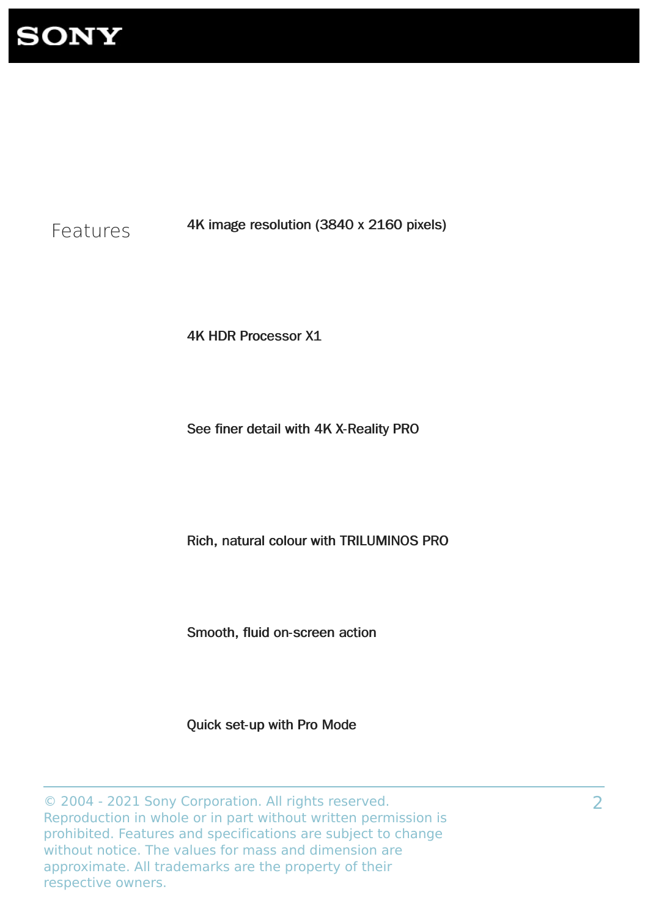## Features

**4K image resolution (3840 x 2160 pixels)**

**4K HDR Processor X1**

**See finer detail with 4K X-Reality PRO**

**Rich, natural colour with TRILUMINOS PRO**

**Smooth, fluid on-screen action**

**Quick set-up with Pro Mode**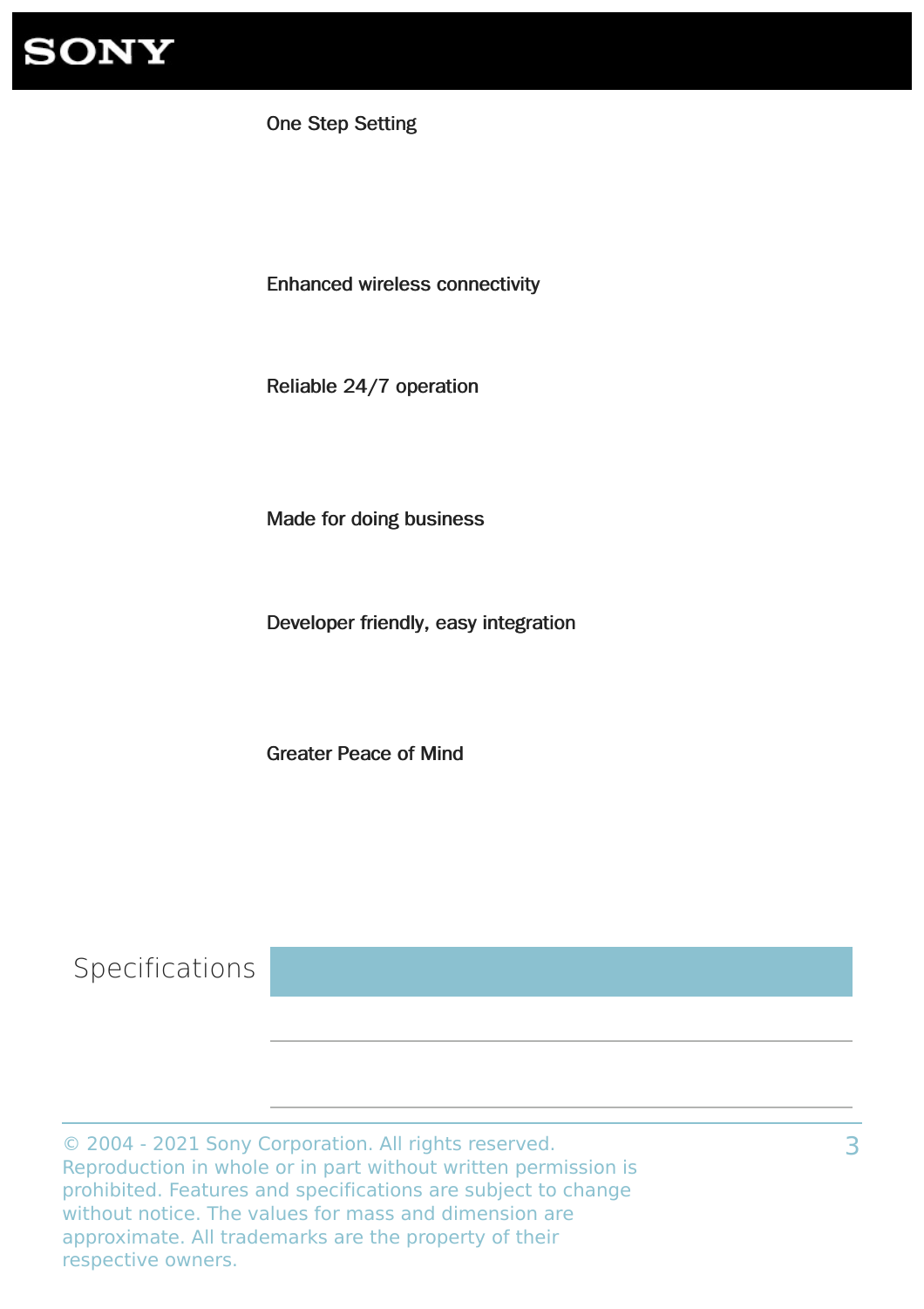### One Step Setting

### Enhanced wireless connectivity

### Reliable 24/7 operation

### Made for doing business

### Developer friendly, easy integration

### Greater Peace of Mind

## Specifications

© 2004 - 2021 Sony Corporation. All rights reserved. Reproduction in whole or in part without written permission is prohibited. Features and specifications are subject to change without notice. The values for mass and dimension are approximate. All trademarks are the property of their respective owners.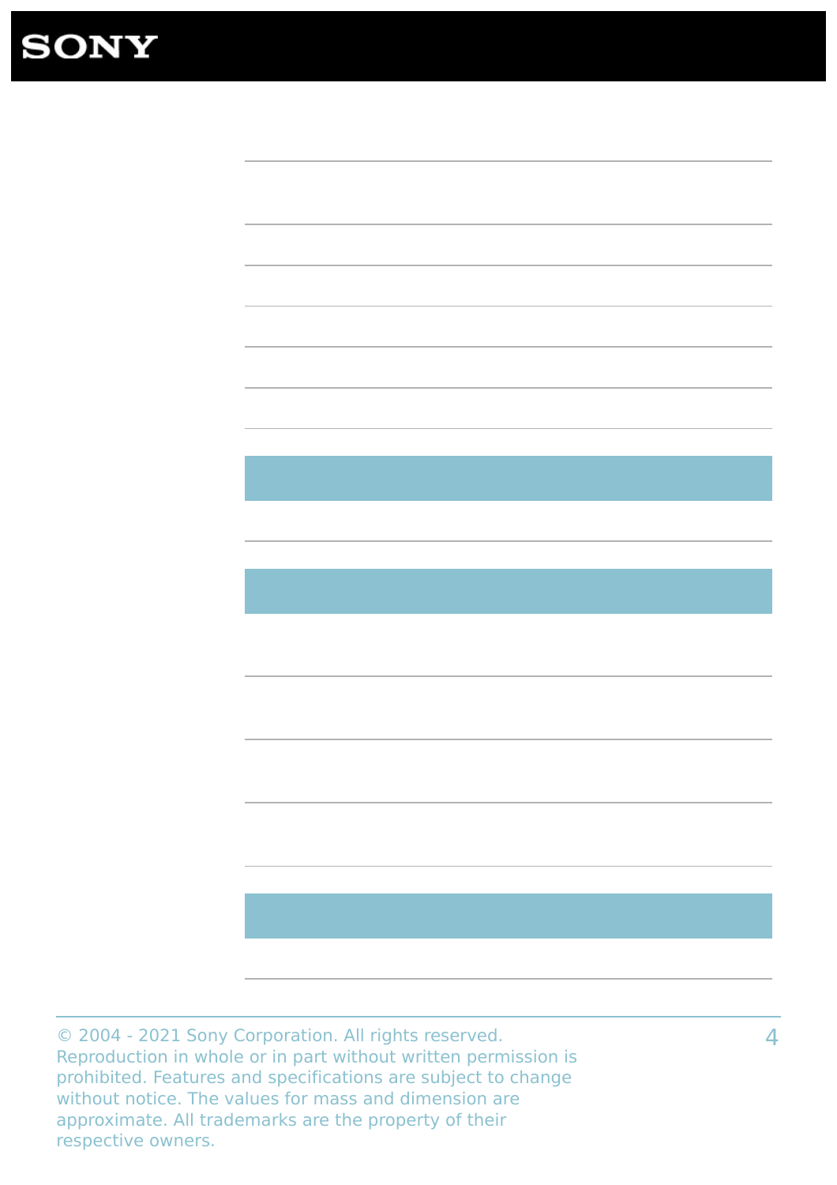© 2004 - 2021 Sony Corporation. All rights reserved. Reproduction in whole or in part without written permission is prohibited. Features and specifications are subject to change without notice. The values for mass and dimension are approximate. All trademarks are the property of their respective owners.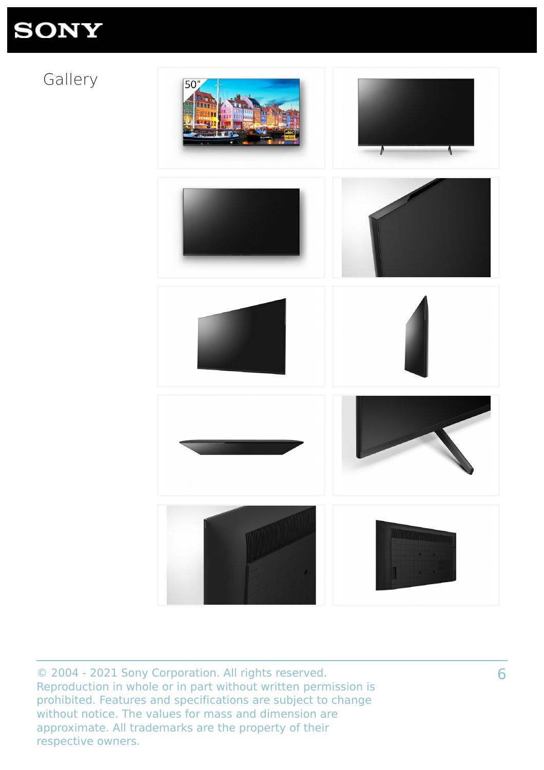# Gallery

© 2004 - 2021 Sony Corporation. All rights reserved. Reproduction in whole or in part without written permission is prohibited. Features and specifications are subject to change without notice. The values for mass and dimension are approximate. All trademarks are the property of their respective owners.